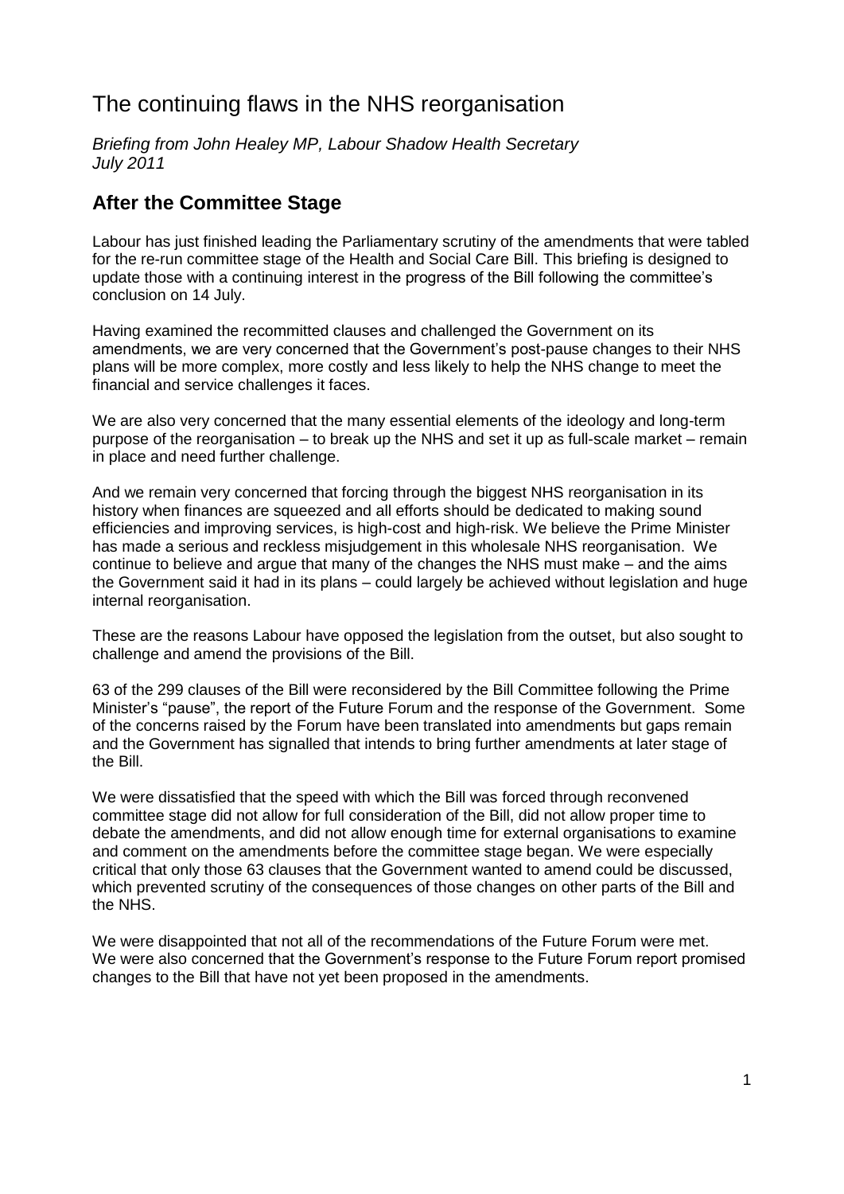# The continuing flaws in the NHS reorganisation

*Briefing from John Healey MP, Labour Shadow Health Secretary*
*July 2011*

## After the Committee Stage

Labour has just finished leading the Parliamentary scrutiny of the amendments that were tabled for the re-run committee stage of the Health and Social Care Bill. This briefing is designed to update those with a continuing interest in the progress of the Bill following the committee's conclusion on 14 July.

Having examined the recommitted clauses and challenged the Government on its amendments, we are very concerned that the Government's post-pause changes to their NHS plans will be more complex, more costly and less likely to help the NHS change to meet the financial and service challenges it faces.

We are also very concerned that the many essential elements of the ideology and long-term purpose of the reorganisation – to break up the NHS and set it up as full-scale market – remain in place and need further challenge.

And we remain very concerned that forcing through the biggest NHS reorganisation in its history when finances are squeezed and all efforts should be dedicated to making sound efficiencies and improving services, is high-cost and high-risk. We believe the Prime Minister has made a serious and reckless misjudgement in this wholesale NHS reorganisation. We continue to believe and argue that many of the changes the NHS must make – and the aims the Government said it had in its plans – could largely be achieved without legislation and huge internal reorganisation.

These are the reasons Labour have opposed the legislation from the outset, but also sought to challenge and amend the provisions of the Bill.

63 of the 299 clauses of the Bill were reconsidered by the Bill Committee following the Prime Minister's "pause", the report of the Future Forum and the response of the Government. Some of the concerns raised by the Forum have been translated into amendments but gaps remain and the Government has signalled that intends to bring further amendments at later stage of the Bill.

We were dissatisfied that the speed with which the Bill was forced through reconvened committee stage did not allow for full consideration of the Bill, did not allow proper time to debate the amendments, and did not allow enough time for external organisations to examine and comment on the amendments before the committee stage began. We were especially critical that only those 63 clauses that the Government wanted to amend could be discussed, which prevented scrutiny of the consequences of those changes on other parts of the Bill and the NHS.

We were disappointed that not all of the recommendations of the Future Forum were met. We were also concerned that the Government's response to the Future Forum report promised changes to the Bill that have not yet been proposed in the amendments.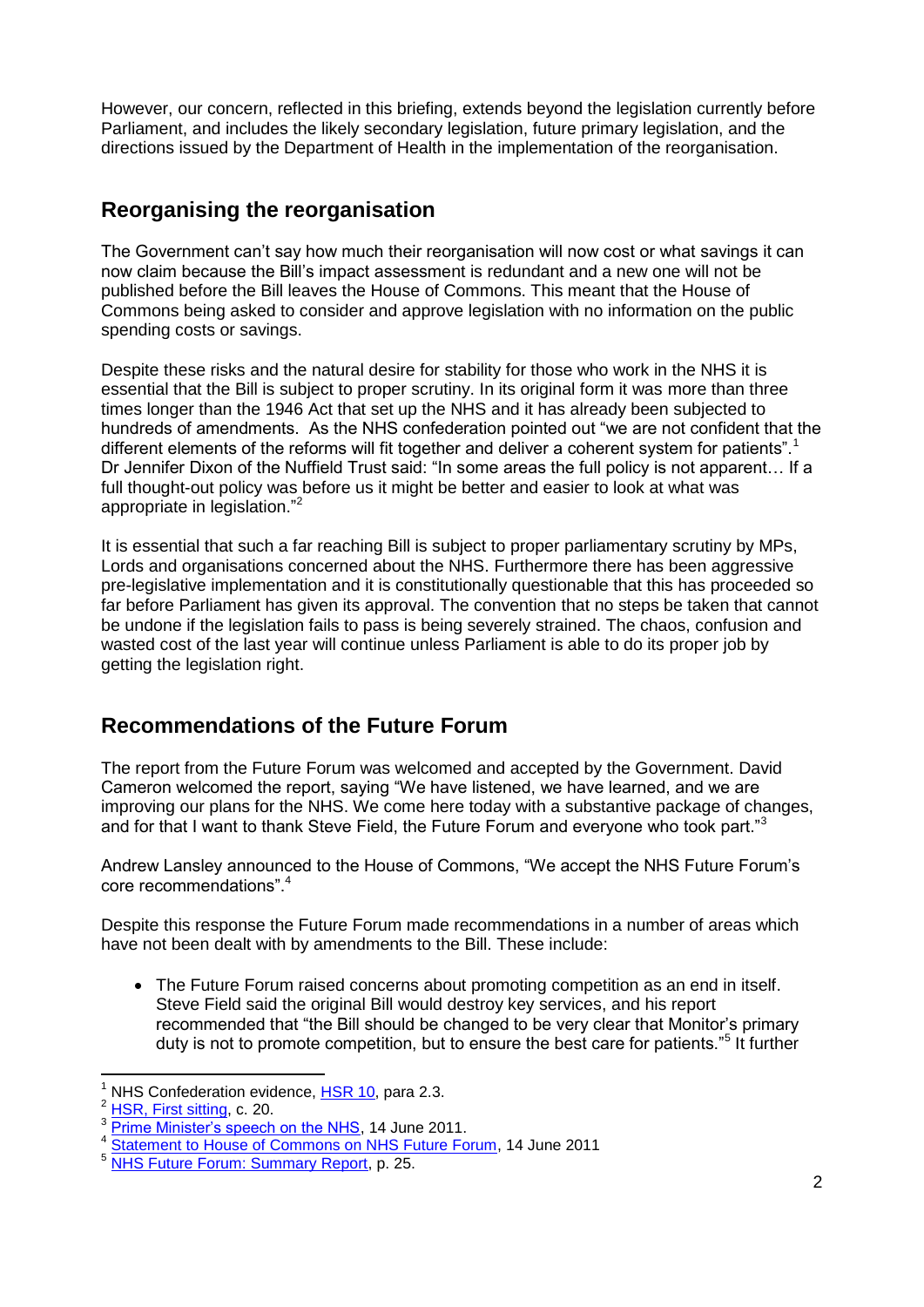However, our concern, reflected in this briefing, extends beyond the legislation currently before Parliament, and includes the likely secondary legislation, future primary legislation, and the directions issued by the Department of Health in the implementation of the reorganisation.

## Reorganising the reorganisation

The Government can't say how much their reorganisation will now cost or what savings it can now claim because the Bill's impact assessment is redundant and a new one will not be published before the Bill leaves the House of Commons. This meant that the House of Commons being asked to consider and approve legislation with no information on the public spending costs or savings.

Despite these risks and the natural desire for stability for those who work in the NHS it is essential that the Bill is subject to proper scrutiny. In its original form it was more than three times longer than the 1946 Act that set up the NHS and it has already been subjected to hundreds of amendments. As the NHS confederation pointed out "we are not confident that the different elements of the reforms will fit together and deliver a coherent system for patients".[1] Dr Jennifer Dixon of the Nuffield Trust said: "In some areas the full policy is not apparent… If a full thought-out policy was before us it might be better and easier to look at what was appropriate in legislation."[2]

It is essential that such a far reaching Bill is subject to proper parliamentary scrutiny by MPs, Lords and organisations concerned about the NHS. Furthermore there has been aggressive pre-legislative implementation and it is constitutionally questionable that this has proceeded so far before Parliament has given its approval. The convention that no steps be taken that cannot be undone if the legislation fails to pass is being severely strained. The chaos, confusion and wasted cost of the last year will continue unless Parliament is able to do its proper job by getting the legislation right.

## Recommendations of the Future Forum

The report from the Future Forum was welcomed and accepted by the Government. David Cameron welcomed the report, saying "We have listened, we have learned, and we are improving our plans for the NHS. We come here today with a substantive package of changes, and for that I want to thank Steve Field, the Future Forum and everyone who took part."[3]

Andrew Lansley announced to the House of Commons, "We accept the NHS Future Forum's core recommendations".[4]

Despite this response the Future Forum made recommendations in a number of areas which have not been dealt with by amendments to the Bill. These include:

- The Future Forum raised concerns about promoting competition as an end in itself. Steve Field said the original Bill would destroy key services, and his report recommended that "the Bill should be changed to be very clear that Monitor's primary duty is not to promote competition, but to ensure the best care for patients."[5] It further

---

[1] NHS Confederation evidence, HSR 10, para 2.3.

[2] HSR, First sitting, c. 20.

[3] Prime Minister's speech on the NHS, 14 June 2011.

[4] Statement to House of Commons on NHS Future Forum, 14 June 2011

[5] NHS Future Forum: Summary Report, p. 25.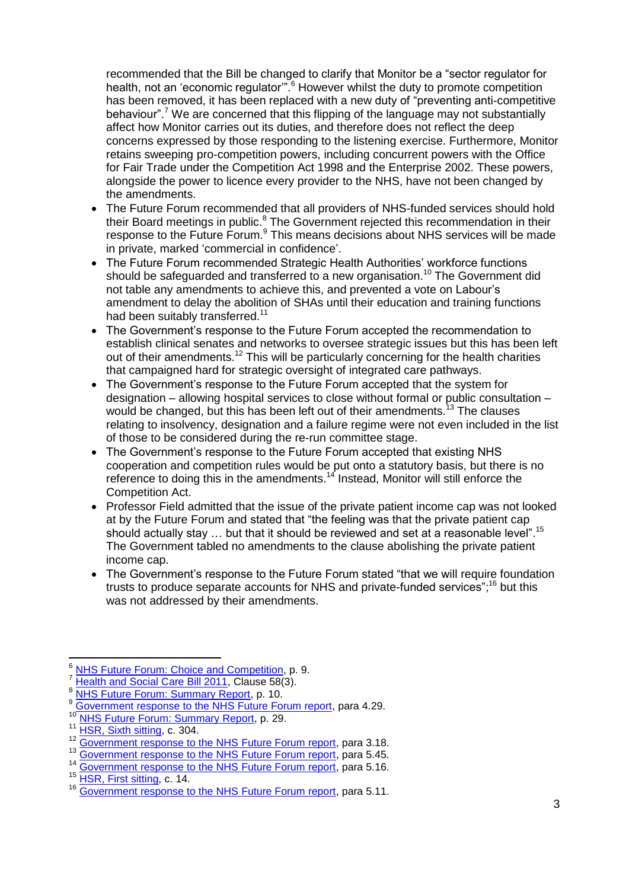recommended that the Bill be changed to clarify that Monitor be a "sector regulator for health, not an 'economic regulator'".[6] However whilst the duty to promote competition has been removed, it has been replaced with a new duty of "preventing anti-competitive behaviour".[7] We are concerned that this flipping of the language may not substantially affect how Monitor carries out its duties, and therefore does not reflect the deep concerns expressed by those responding to the listening exercise. Furthermore, Monitor retains sweeping pro-competition powers, including concurrent powers with the Office for Fair Trade under the Competition Act 1998 and the Enterprise 2002. These powers, alongside the power to licence every provider to the NHS, have not been changed by the amendments.

- The Future Forum recommended that all providers of NHS-funded services should hold their Board meetings in public.[8] The Government rejected this recommendation in their response to the Future Forum.[9] This means decisions about NHS services will be made in private, marked 'commercial in confidence'.
- The Future Forum recommended Strategic Health Authorities' workforce functions should be safeguarded and transferred to a new organisation.[10] The Government did not table any amendments to achieve this, and prevented a vote on Labour's amendment to delay the abolition of SHAs until their education and training functions had been suitably transferred.[11]
- The Government's response to the Future Forum accepted the recommendation to establish clinical senates and networks to oversee strategic issues but this has been left out of their amendments.[12] This will be particularly concerning for the health charities that campaigned hard for strategic oversight of integrated care pathways.
- The Government's response to the Future Forum accepted that the system for designation – allowing hospital services to close without formal or public consultation – would be changed, but this has been left out of their amendments.[13] The clauses relating to insolvency, designation and a failure regime were not even included in the list of those to be considered during the re-run committee stage.
- The Government's response to the Future Forum accepted that existing NHS cooperation and competition rules would be put onto a statutory basis, but there is no reference to doing this in the amendments.[14] Instead, Monitor will still enforce the Competition Act.
- Professor Field admitted that the issue of the private patient income cap was not looked at by the Future Forum and stated that "the feeling was that the private patient cap should actually stay … but that it should be reviewed and set at a reasonable level".[15] The Government tabled no amendments to the clause abolishing the private patient income cap.
- The Government's response to the Future Forum stated "that we will require foundation trusts to produce separate accounts for NHS and private-funded services";[16] but this was not addressed by their amendments.

---

[6] NHS Future Forum: Choice and Competition, p. 9.
[7] Health and Social Care Bill 2011, Clause 58(3).
[8] NHS Future Forum: Summary Report, p. 10.
[9] Government response to the NHS Future Forum report, para 4.29.
[10] NHS Future Forum: Summary Report, p. 29.
[11] HSR, Sixth sitting, c. 304.
[12] Government response to the NHS Future Forum report, para 3.18.
[13] Government response to the NHS Future Forum report, para 5.45.
[14] Government response to the NHS Future Forum report, para 5.16.
[15] HSR, First sitting, c. 14.
[16] Government response to the NHS Future Forum report, para 5.11.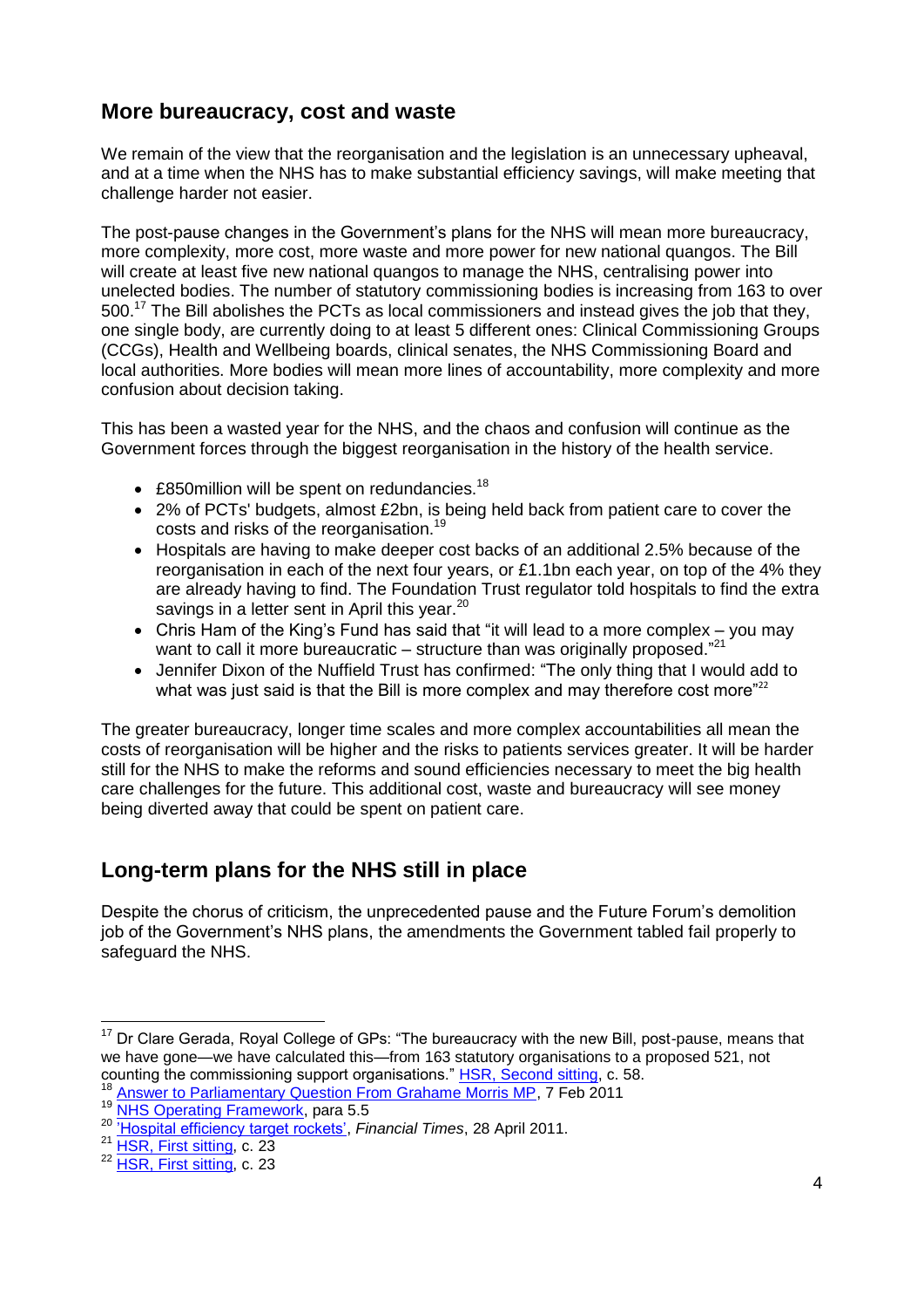## More bureaucracy, cost and waste

We remain of the view that the reorganisation and the legislation is an unnecessary upheaval, and at a time when the NHS has to make substantial efficiency savings, will make meeting that challenge harder not easier.

The post-pause changes in the Government's plans for the NHS will mean more bureaucracy, more complexity, more cost, more waste and more power for new national quangos. The Bill will create at least five new national quangos to manage the NHS, centralising power into unelected bodies. The number of statutory commissioning bodies is increasing from 163 to over 500.[17] The Bill abolishes the PCTs as local commissioners and instead gives the job that they, one single body, are currently doing to at least 5 different ones: Clinical Commissioning Groups (CCGs), Health and Wellbeing boards, clinical senates, the NHS Commissioning Board and local authorities. More bodies will mean more lines of accountability, more complexity and more confusion about decision taking.

This has been a wasted year for the NHS, and the chaos and confusion will continue as the Government forces through the biggest reorganisation in the history of the health service.

- £850million will be spent on redundancies.[18]
- 2% of PCTs' budgets, almost £2bn, is being held back from patient care to cover the costs and risks of the reorganisation.[19]
- Hospitals are having to make deeper cost backs of an additional 2.5% because of the reorganisation in each of the next four years, or £1.1bn each year, on top of the 4% they are already having to find. The Foundation Trust regulator told hospitals to find the extra savings in a letter sent in April this year.[20]
- Chris Ham of the King's Fund has said that "it will lead to a more complex – you may want to call it more bureaucratic – structure than was originally proposed."[21]
- Jennifer Dixon of the Nuffield Trust has confirmed: "The only thing that I would add to what was just said is that the Bill is more complex and may therefore cost more"[22]

The greater bureaucracy, longer time scales and more complex accountabilities all mean the costs of reorganisation will be higher and the risks to patients services greater. It will be harder still for the NHS to make the reforms and sound efficiencies necessary to meet the big health care challenges for the future. This additional cost, waste and bureaucracy will see money being diverted away that could be spent on patient care.

## Long-term plans for the NHS still in place

Despite the chorus of criticism, the unprecedented pause and the Future Forum's demolition job of the Government's NHS plans, the amendments the Government tabled fail properly to safeguard the NHS.

---

[17] Dr Clare Gerada, Royal College of GPs: "The bureaucracy with the new Bill, post-pause, means that we have gone—we have calculated this—from 163 statutory organisations to a proposed 521, not counting the commissioning support organisations." HSR, Second sitting, c. 58.

[18] Answer to Parliamentary Question From Grahame Morris MP, 7 Feb 2011

[19] NHS Operating Framework, para 5.5

[20] 'Hospital efficiency target rockets', *Financial Times*, 28 April 2011.

[21] HSR, First sitting, c. 23

[22] HSR, First sitting, c. 23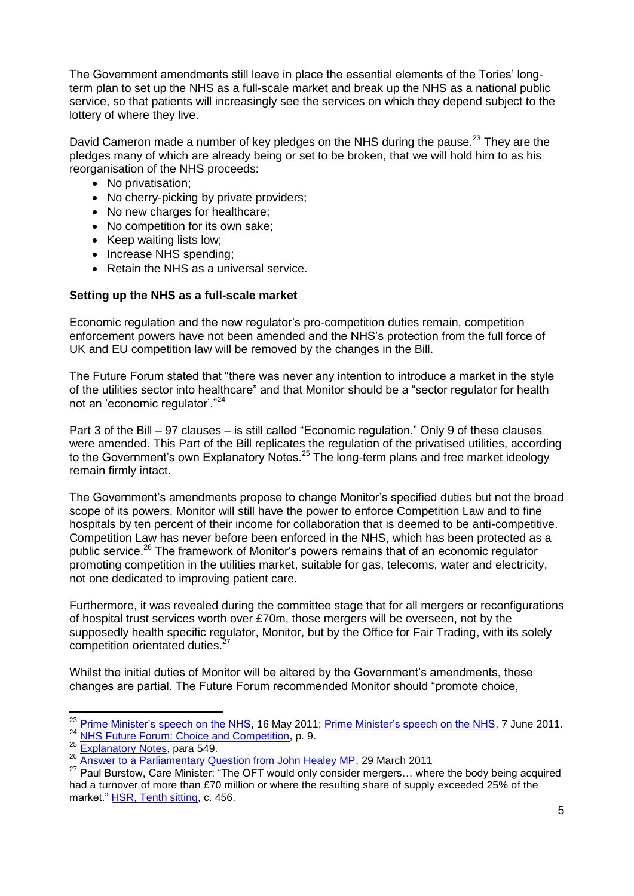The Government amendments still leave in place the essential elements of the Tories' long-term plan to set up the NHS as a full-scale market and break up the NHS as a national public service, so that patients will increasingly see the services on which they depend subject to the lottery of where they live.

David Cameron made a number of key pledges on the NHS during the pause.[23] They are the pledges many of which are already being or set to be broken, that we will hold him to as his reorganisation of the NHS proceeds:

- No privatisation;
- No cherry-picking by private providers;
- No new charges for healthcare;
- No competition for its own sake;
- Keep waiting lists low;
- Increase NHS spending;
- Retain the NHS as a universal service.

**Setting up the NHS as a full-scale market**

Economic regulation and the new regulator's pro-competition duties remain, competition enforcement powers have not been amended and the NHS's protection from the full force of UK and EU competition law will be removed by the changes in the Bill.

The Future Forum stated that "there was never any intention to introduce a market in the style of the utilities sector into healthcare" and that Monitor should be a "sector regulator for health not an 'economic regulator'."[24]

Part 3 of the Bill – 97 clauses – is still called "Economic regulation." Only 9 of these clauses were amended. This Part of the Bill replicates the regulation of the privatised utilities, according to the Government's own Explanatory Notes.[25] The long-term plans and free market ideology remain firmly intact.

The Government's amendments propose to change Monitor's specified duties but not the broad scope of its powers. Monitor will still have the power to enforce Competition Law and to fine hospitals by ten percent of their income for collaboration that is deemed to be anti-competitive. Competition Law has never before been enforced in the NHS, which has been protected as a public service.[26] The framework of Monitor's powers remains that of an economic regulator promoting competition in the utilities market, suitable for gas, telecoms, water and electricity, not one dedicated to improving patient care.

Furthermore, it was revealed during the committee stage that for all mergers or reconfigurations of hospital trust services worth over £70m, those mergers will be overseen, not by the supposedly health specific regulator, Monitor, but by the Office for Fair Trading, with its solely competition orientated duties.[27]

Whilst the initial duties of Monitor will be altered by the Government's amendments, these changes are partial. The Future Forum recommended Monitor should "promote choice,

---

[23] Prime Minister's speech on the NHS, 16 May 2011; Prime Minister's speech on the NHS, 7 June 2011.

[24] NHS Future Forum: Choice and Competition, p. 9.

[25] Explanatory Notes, para 549.

[26] Answer to a Parliamentary Question from John Healey MP, 29 March 2011

[27] Paul Burstow, Care Minister: "The OFT would only consider mergers… where the body being acquired had a turnover of more than £70 million or where the resulting share of supply exceeded 25% of the market." HSR, Tenth sitting, c. 456.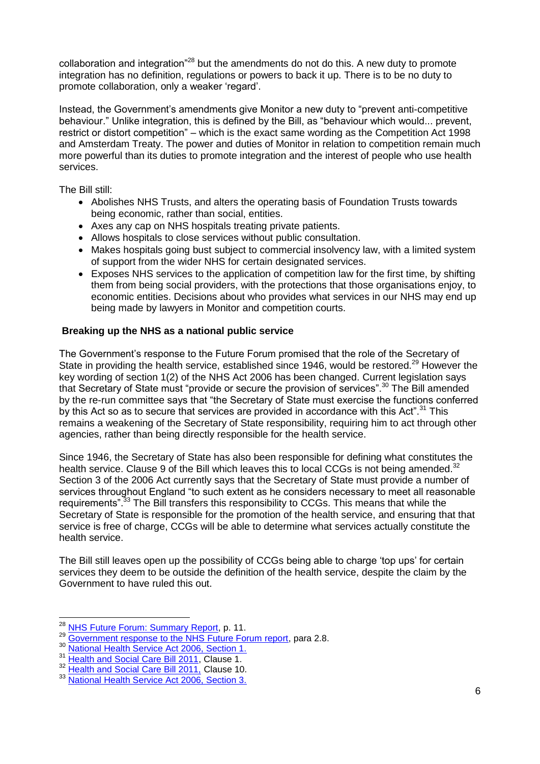collaboration and integration"[28] but the amendments do not do this. A new duty to promote integration has no definition, regulations or powers to back it up. There is to be no duty to promote collaboration, only a weaker 'regard'.

Instead, the Government's amendments give Monitor a new duty to "prevent anti-competitive behaviour." Unlike integration, this is defined by the Bill, as "behaviour which would... prevent, restrict or distort competition" – which is the exact same wording as the Competition Act 1998 and Amsterdam Treaty. The power and duties of Monitor in relation to competition remain much more powerful than its duties to promote integration and the interest of people who use health services.

The Bill still:

- Abolishes NHS Trusts, and alters the operating basis of Foundation Trusts towards being economic, rather than social, entities.
- Axes any cap on NHS hospitals treating private patients.
- Allows hospitals to close services without public consultation.
- Makes hospitals going bust subject to commercial insolvency law, with a limited system of support from the wider NHS for certain designated services.
- Exposes NHS services to the application of competition law for the first time, by shifting them from being social providers, with the protections that those organisations enjoy, to economic entities. Decisions about who provides what services in our NHS may end up being made by lawyers in Monitor and competition courts.

## Breaking up the NHS as a national public service

The Government's response to the Future Forum promised that the role of the Secretary of State in providing the health service, established since 1946, would be restored.[29] However the key wording of section 1(2) of the NHS Act 2006 has been changed. Current legislation says that Secretary of State must "provide or secure the provision of services".[30] The Bill amended by the re-run committee says that "the Secretary of State must exercise the functions conferred by this Act so as to secure that services are provided in accordance with this Act".[31] This remains a weakening of the Secretary of State responsibility, requiring him to act through other agencies, rather than being directly responsible for the health service.

Since 1946, the Secretary of State has also been responsible for defining what constitutes the health service. Clause 9 of the Bill which leaves this to local CCGs is not being amended.[32] Section 3 of the 2006 Act currently says that the Secretary of State must provide a number of services throughout England "to such extent as he considers necessary to meet all reasonable requirements".[33] The Bill transfers this responsibility to CCGs. This means that while the Secretary of State is responsible for the promotion of the health service, and ensuring that that service is free of charge, CCGs will be able to determine what services actually constitute the health service.

The Bill still leaves open up the possibility of CCGs being able to charge 'top ups' for certain services they deem to be outside the definition of the health service, despite the claim by the Government to have ruled this out.

---

[28] NHS Future Forum: Summary Report, p. 11.
[29] Government response to the NHS Future Forum report, para 2.8.
[30] National Health Service Act 2006, Section 1.
[31] Health and Social Care Bill 2011, Clause 1.
[32] Health and Social Care Bill 2011, Clause 10.
[33] National Health Service Act 2006, Section 3.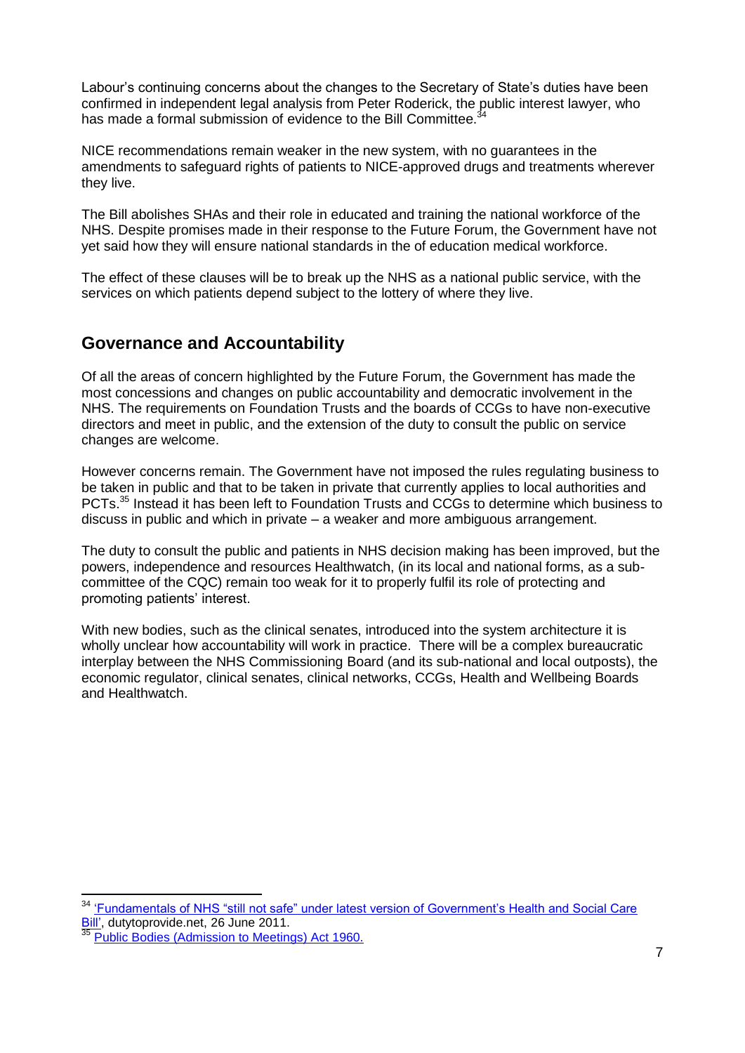Labour's continuing concerns about the changes to the Secretary of State's duties have been confirmed in independent legal analysis from Peter Roderick, the public interest lawyer, who has made a formal submission of evidence to the Bill Committee.[34]

NICE recommendations remain weaker in the new system, with no guarantees in the amendments to safeguard rights of patients to NICE-approved drugs and treatments wherever they live.

The Bill abolishes SHAs and their role in educated and training the national workforce of the NHS. Despite promises made in their response to the Future Forum, the Government have not yet said how they will ensure national standards in the of education medical workforce.

The effect of these clauses will be to break up the NHS as a national public service, with the services on which patients depend subject to the lottery of where they live.

## Governance and Accountability

Of all the areas of concern highlighted by the Future Forum, the Government has made the most concessions and changes on public accountability and democratic involvement in the NHS. The requirements on Foundation Trusts and the boards of CCGs to have non-executive directors and meet in public, and the extension of the duty to consult the public on service changes are welcome.

However concerns remain. The Government have not imposed the rules regulating business to be taken in public and that to be taken in private that currently applies to local authorities and PCTs.[35] Instead it has been left to Foundation Trusts and CCGs to determine which business to discuss in public and which in private – a weaker and more ambiguous arrangement.

The duty to consult the public and patients in NHS decision making has been improved, but the powers, independence and resources Healthwatch, (in its local and national forms, as a sub-committee of the CQC) remain too weak for it to properly fulfil its role of protecting and promoting patients' interest.

With new bodies, such as the clinical senates, introduced into the system architecture it is wholly unclear how accountability will work in practice. There will be a complex bureaucratic interplay between the NHS Commissioning Board (and its sub-national and local outposts), the economic regulator, clinical senates, clinical networks, CCGs, Health and Wellbeing Boards and Healthwatch.

---

[34] 'Fundamentals of NHS "still not safe" under latest version of Government's Health and Social Care Bill', dutytoprovide.net, 26 June 2011.

[35] Public Bodies (Admission to Meetings) Act 1960.